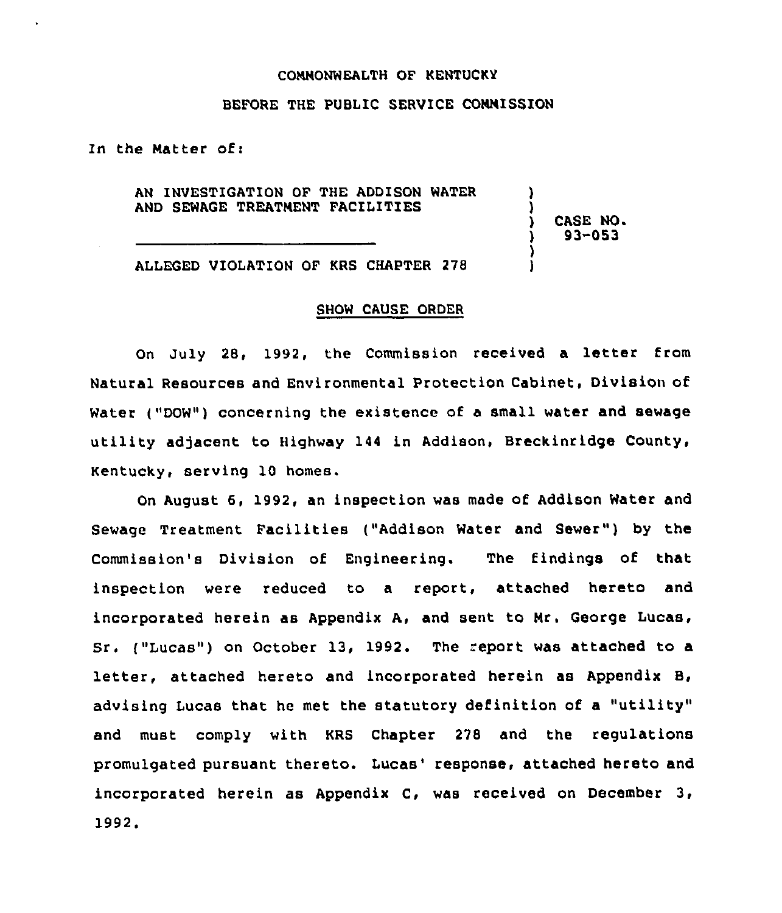COMMONWEALTH OF KENTUCKY

BEFORE THE PUBLIC SERVICE COMMISSION

In the Matter of:

| | |
|---|---|
| AN INVESTIGATION OF THE ADDISON WATER AND SEWAGE TREATMENT FACILITIES | ) CASE NO. 93-053 |
| ALLEGED VIOLATION OF KRS CHAPTER 278 | ) |

## SHOW CAUSE ORDER

On July 28, 1992, the Commission received a letter from Natural Resources and Environmental Protection Cabinet, Division of Water ("DOW") concerning the existence of a small water and sewage utility adjacent to Highway 144 in Addison, Breckinridge County, Kentucky, serving 10 homes.

On August 6, 1992, an inspection was made of Addison Water and Sewage Treatment Facilities ("Addison Water and Sewer") by the Commission's Division of Engineering. The findings of that inspection were reduced to a report, attached hereto and incorporated herein as Appendix A, and sent to Mr. George Lucas, Sr. ("Lucas") on October 13, 1992. The report was attached to a letter, attached hereto and incorporated herein as Appendix B, advising Lucas that he met the statutory definition of a "utility" and must comply with KRS Chapter 278 and the regulations promulgated pursuant thereto. Lucas' response, attached hereto and incorporated herein as Appendix C, was received on December 3, 1992.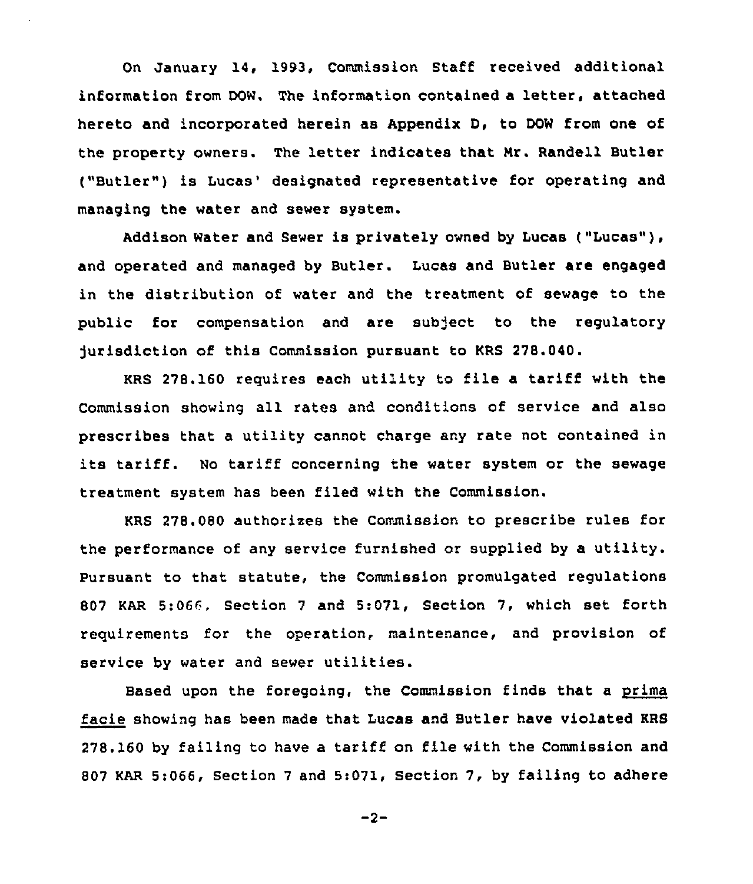On January 14, 1993, Commission Staff received additional information from DOW. The information contained a letter, attached hereto and incorporated herein as Appendix D, to DOW from one of the property owners. The letter indicates that Mr. Randell Butler ("Butler") is Lucas' designated representative for operating and managing the water and sewer system.

Addison Water and Sewer is privately owned by Lucas ("Lucas"), and operated and managed by Butler. Lucas and Butler are engaged in the distribution of water and the treatment of sewage to the public for compensation and are subject to the regulatory jurisdiction of this Commission pursuant to KRS 278.040.

KRS 278.160 requires each utility to file a tariff with the Commission showing all rates and conditions of service and also prescribes that a utility cannot charge any rate not contained in its tariff. No tariff concerning the water system or the sewage treatment system has been filed with the Commission.

KRS 278.080 authorizes the Commission to prescribe rules for the performance of any service furnished or supplied by a utility. Pursuant to that statute, the Commission promulgated regulations 807 KAR 5:066, Section 7 and 5:071, Section 7, which set forth requirements for the operation, maintenance, and provision of service by water and sewer utilities.

Based upon the foregoing, the Commission finds that a prima facie showing has been made that Lucas and Butler have violated KRS 278.160 by failing to have a tariff on file with the Commission and 807 KAR 5:066, Section 7 and 5:071, Section 7, by failing to adhere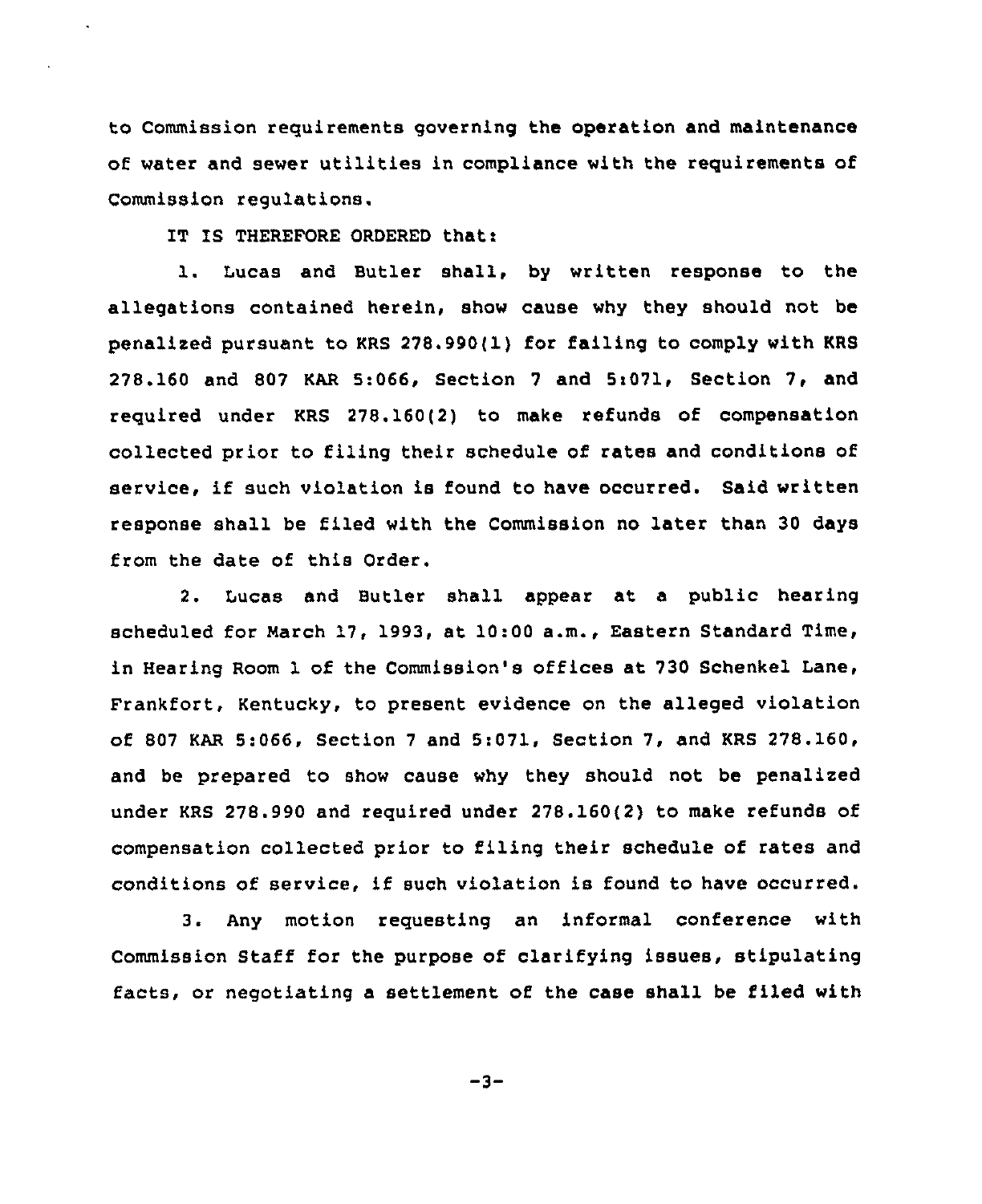to Commission requirements governing the operation and maintenance of water and sewer utilities in compliance with the requirements of Commission regulations.

IT IS THEREFORE ORDERED that:

1. Lucas and Butler shall, by written response to the allegations contained herein, show cause why they should not be penalized pursuant to KRS 278.990(1) for failing to comply with KRS 278.160 and 807 KAR 5:066, Section 7 and 5:071, Section 7, and required under KRS 278.160(2) to make refunds of compensation collected prior to filing their schedule of rates and conditions of service, if such violation is found to have occurred. Said written response shall be filed with the Commission no later than 30 days from the date of this Order.

2. Lucas and Butler shall appear at a public hearing scheduled for March 17, 1993, at 10:00 a.m., Eastern Standard Time, in Hearing Room 1 of the Commission's offices at 730 Schenkel Lane, Frankfort, Kentucky, to present evidence on the alleged violation of 807 KAR 5:066, Section 7 and 5:071, Section 7, and KRS 278.160, and be prepared to show cause why they should not be penalized under KRS 278.990 and required under 278.160(2) to make refunds of compensation collected prior to filing their schedule of rates and conditions of service, if such violation is found to have occurred.

3. Any motion requesting an informal conference with Commission Staff for the purpose of clarifying issues, stipulating facts, or negotiating a settlement of the case shall be filed with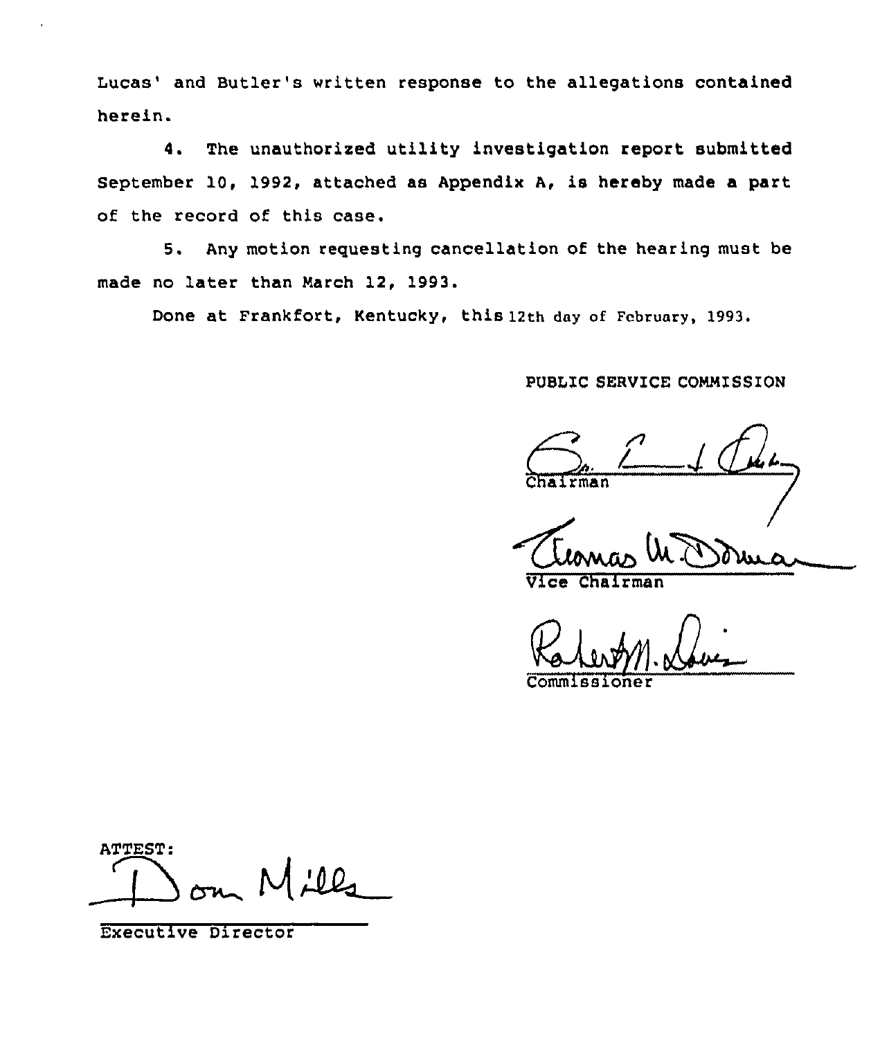Lucas' and Butler's written response to the allegations contained herein.

4. The unauthorized utility investigation report submitted September 10, 1992, attached as Appendix A, is hereby made a part of the record of this case.

5. Any motion requesting cancellation of the hearing must be made no later than March 12, 1993.

Done at Frankfort, Kentucky, this 12th day of February, 1993.

PUBLIC SERVICE COMMISSION

Chairman

Vice Chairman

Commissioner

ATTEST:

Executive Director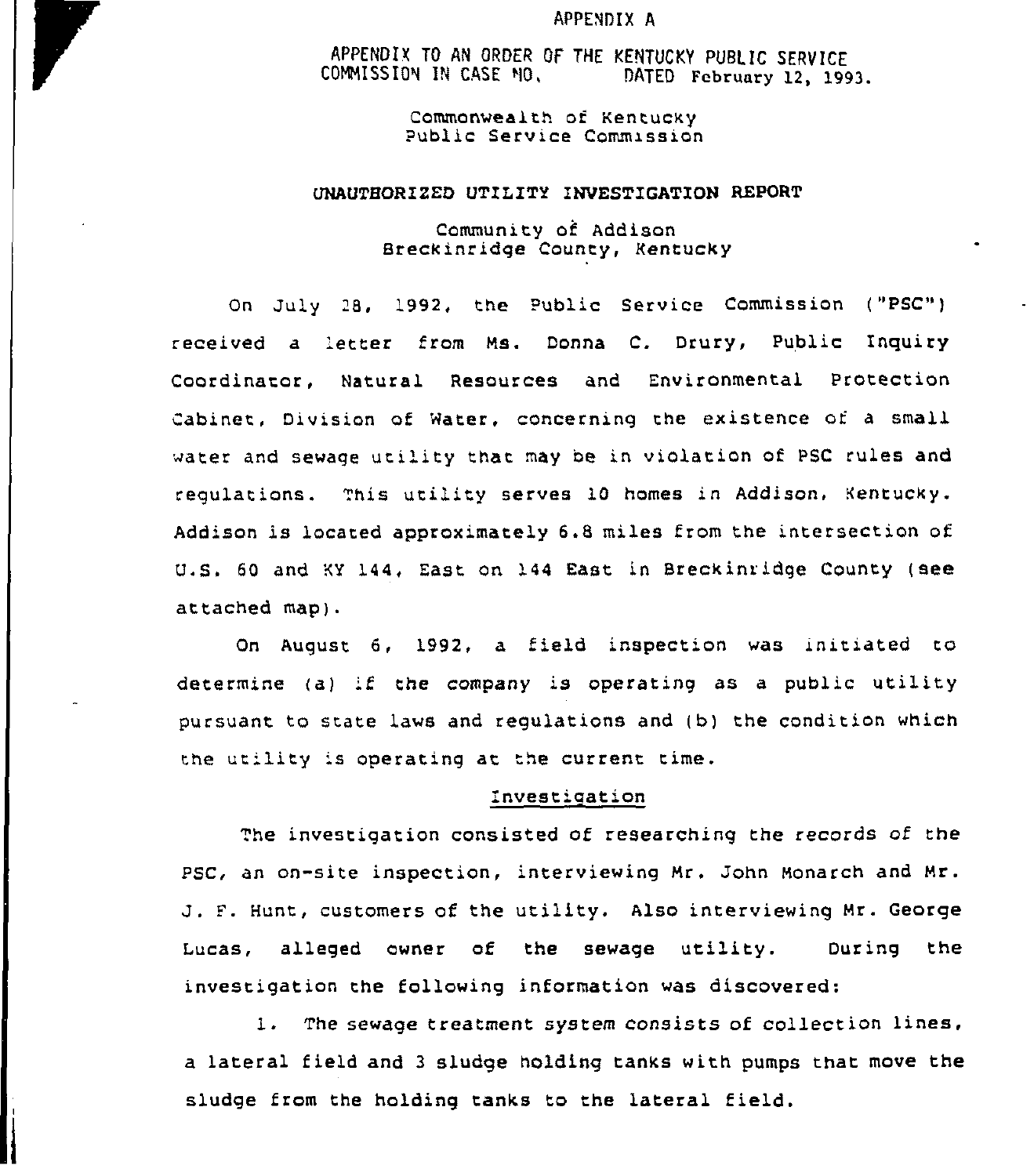APPENDIX A

APPENDIX TO AN ORDER OF THE KENTUCKY PUBLIC SERVICE COMMISSION IN CASE NO. DATED February 12, 1993.

Commonwealth of Kentucky
Public Service Commission

**UNAUTHORIZED UTILITY INVESTIGATION REPORT**

Community of Addison
Breckinridge County, Kentucky

On July 28, 1992, the Public Service Commission ("PSC") received a letter from Ms. Donna C. Drury, Public Inquiry Coordinator, Natural Resources and Environmental Protection Cabinet, Division of Water, concerning the existence of a small water and sewage utility that may be in violation of PSC rules and regulations. This utility serves 10 homes in Addison, Kentucky. Addison is located approximately 6.8 miles from the intersection of U.S. 60 and KY 144, East on 144 East in Breckinridge County (see attached map).

On August 6, 1992, a field inspection was initiated to determine (a) if the company is operating as a public utility pursuant to state laws and regulations and (b) the condition which the utility is operating at the current time.

Investigation

The investigation consisted of researching the records of the PSC, an on-site inspection, interviewing Mr. John Monarch and Mr. J. F. Hunt, customers of the utility. Also interviewing Mr. George Lucas, alleged owner of the sewage utility. During the investigation the following information was discovered:

1. The sewage treatment system consists of collection lines, a lateral field and 3 sludge holding tanks with pumps that move the sludge from the holding tanks to the lateral field.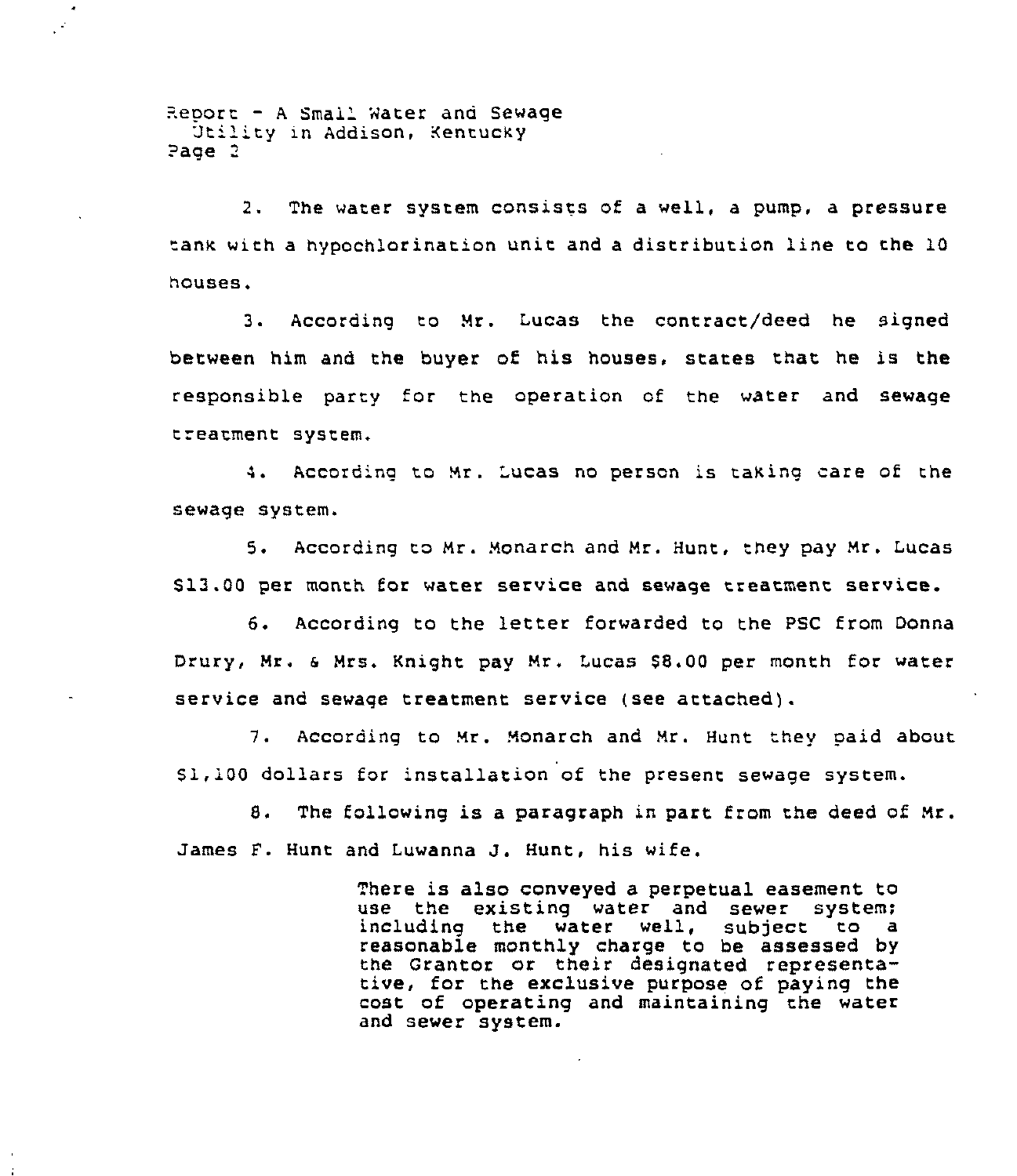2. The water system consists of a well, a pump, a pressure tank with a hypochlorination unit and a distribution line to the 10 houses.

3. According to Mr. Lucas the contract/deed he signed between him and the buyer of his houses, states that he is the responsible party for the operation of the water and sewage treatment system.

4. According to Mr. Lucas no person is taking care of the sewage system.

5. According to Mr. Monarch and Mr. Hunt, they pay Mr. Lucas $13.00 per month for water service and sewage treatment service.

6. According to the letter forwarded to the PSC from Donna Drury, Mr. & Mrs. Knight pay Mr. Lucas $8.00 per month for water service and sewage treatment service (see attached).

7. According to Mr. Monarch and Mr. Hunt they paid about $1,100 dollars for installation of the present sewage system.

8. The following is a paragraph in part from the deed of Mr. James F. Hunt and Luwanna J. Hunt, his wife.

> There is also conveyed a perpetual easement to use the existing water and sewer system; including the water well, subject to a reasonable monthly charge to be assessed by the Grantor or their designated representative, for the exclusive purpose of paying the cost of operating and maintaining the water and sewer system.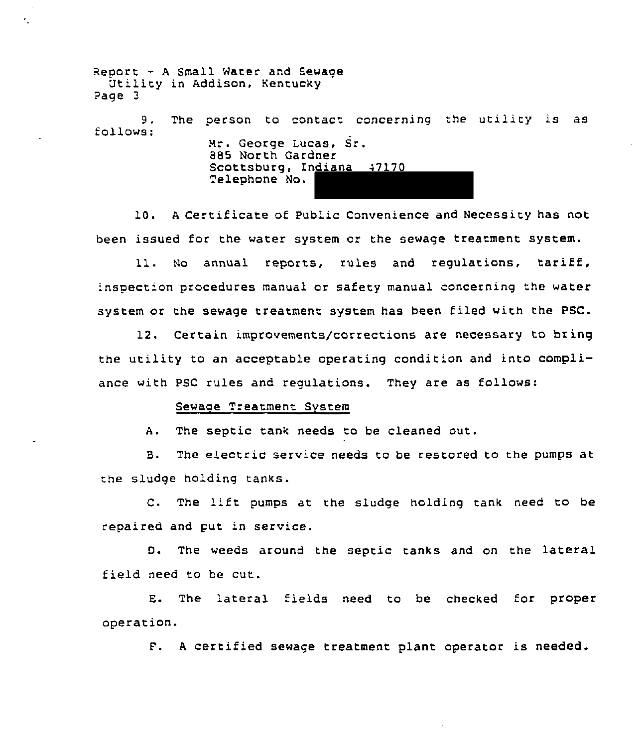9. The person to contact concerning the utility is as follows:

Mr. George Lucas, Sr.
885 North Gardner
Scottsburg, Indiana 47170
Telephone No.

10. A Certificate of Public Convenience and Necessity has not been issued for the water system or the sewage treatment system.

11. No annual reports, rules and regulations, tariff, inspection procedures manual or safety manual concerning the water system or the sewage treatment system has been filed with the PSC.

12. Certain improvements/corrections are necessary to bring the utility to an acceptable operating condition and into compliance with PSC rules and regulations. They are as follows:

Sewage Treatment System

A. The septic tank needs to be cleaned out.

B. The electric service needs to be restored to the pumps at the sludge holding tanks.

C. The lift pumps at the sludge holding tank need to be repaired and put in service.

D. The weeds around the septic tanks and on the lateral field need to be cut.

E. The lateral fields need to be checked for proper operation.

F. A certified sewage treatment plant operator is needed.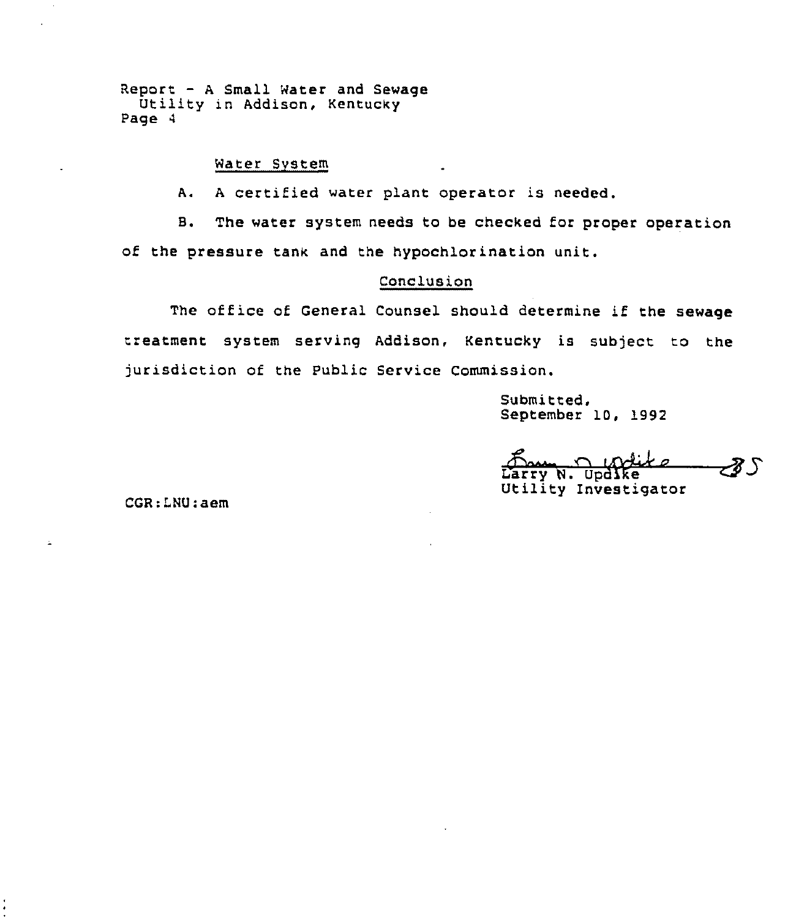Report - A Small Water and Sewage
Utility in Addison, Kentucky
Page 4

### Water System

A. A certified water plant operator is needed.

B. The water system needs to be checked for proper operation of the pressure tank and the hypochlorination unit.

### Conclusion

The office of General Counsel should determine if the sewage treatment system serving Addison, Kentucky is subject to the jurisdiction of the Public Service Commission.

Submitted,
September 10, 1992

Larry N. Updike
Utility Investigator

CGR:LNU:aem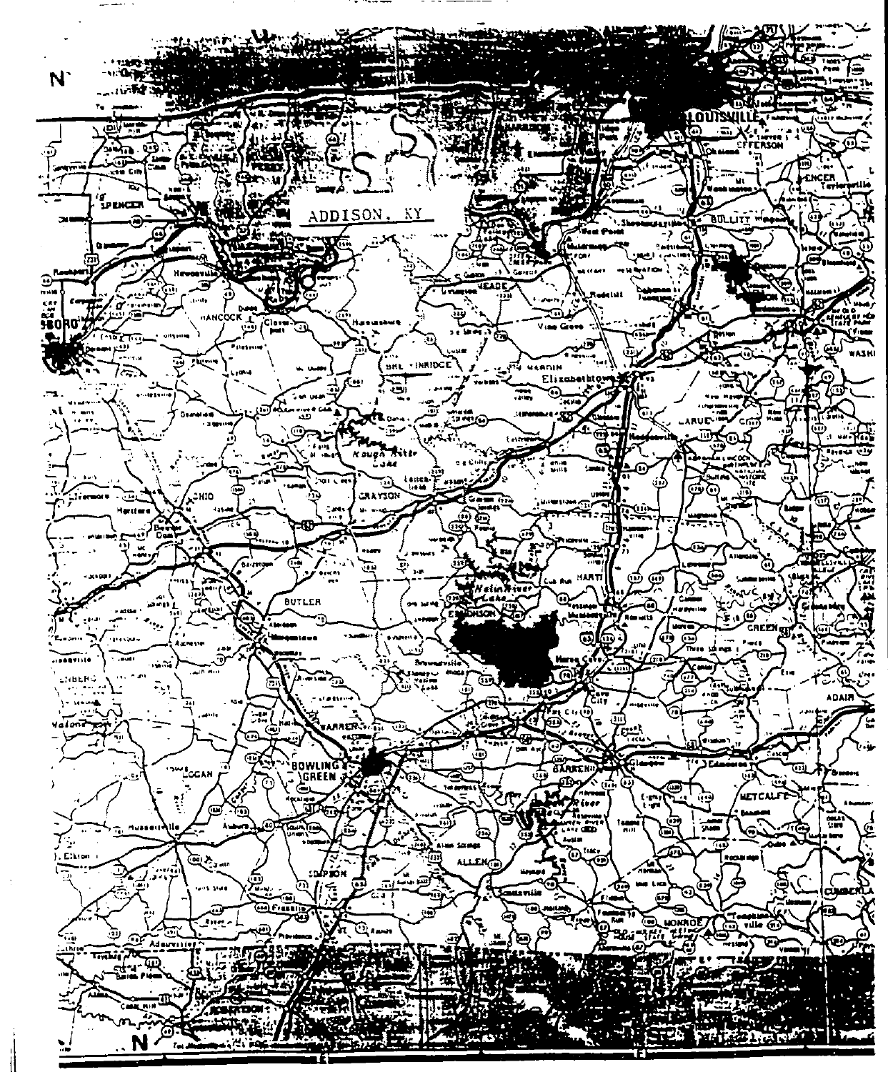ADDISON, KY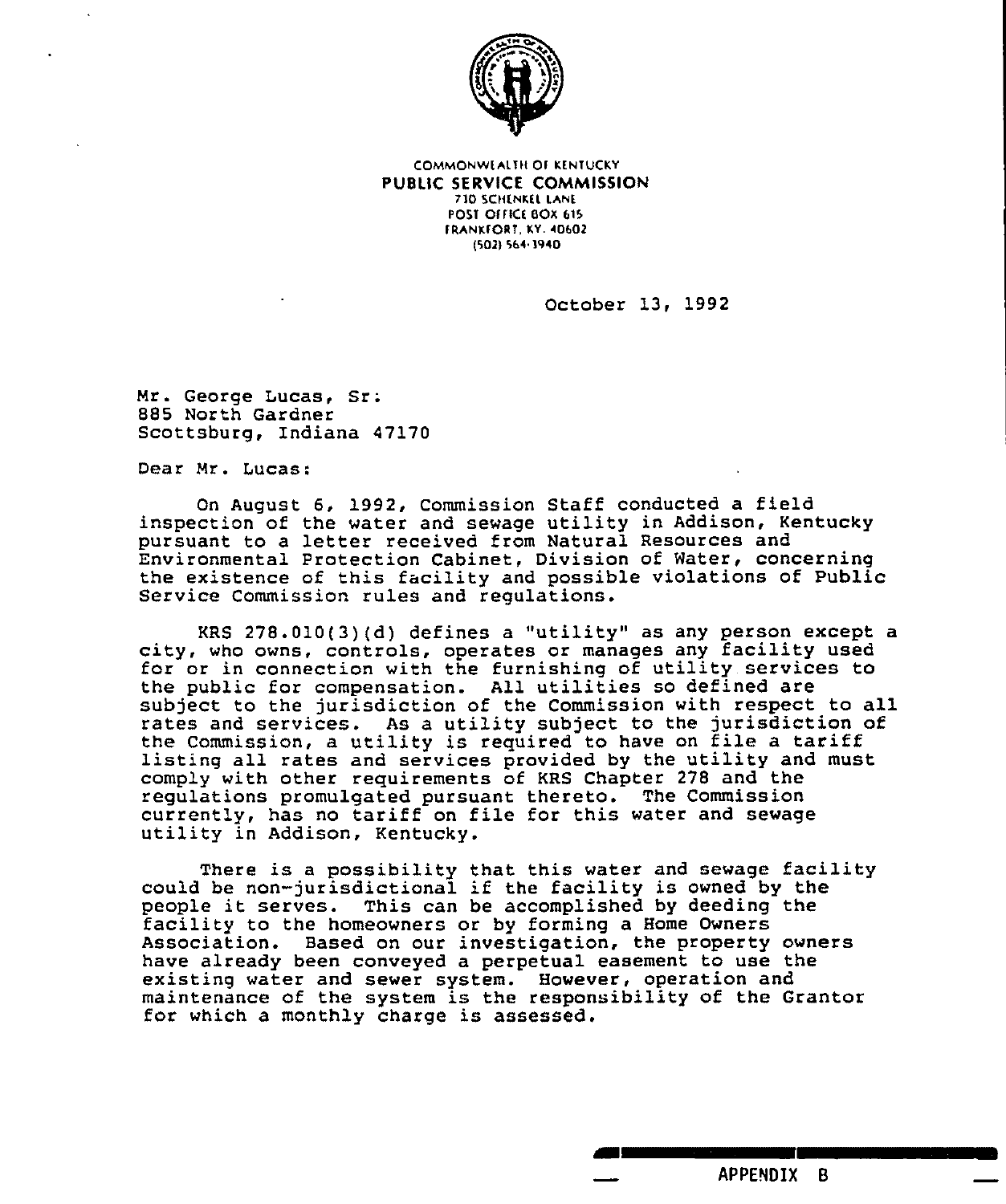COMMONWEALTH OF KENTUCKY
**PUBLIC SERVICE COMMISSION**
730 SCHENKEL LANE
POST OFFICE BOX 615
FRANKFORT, KY. 40602
(502) 564-3940

October 13, 1992

Mr. George Lucas, Sr.
885 North Gardner
Scottsburg, Indiana 47170

Dear Mr. Lucas:

On August 6, 1992, Commission Staff conducted a field inspection of the water and sewage utility in Addison, Kentucky pursuant to a letter received from Natural Resources and Environmental Protection Cabinet, Division of Water, concerning the existence of this facility and possible violations of Public Service Commission rules and regulations.

KRS 278.010(3)(d) defines a "utility" as any person except a city, who owns, controls, operates or manages any facility used for or in connection with the furnishing of utility services to the public for compensation. All utilities so defined are subject to the jurisdiction of the Commission with respect to all rates and services. As a utility subject to the jurisdiction of the Commission, a utility is required to have on file a tariff listing all rates and services provided by the utility and must comply with other requirements of KRS Chapter 278 and the regulations promulgated pursuant thereto. The Commission currently, has no tariff on file for this water and sewage utility in Addison, Kentucky.

There is a possibility that this water and sewage facility could be non-jurisdictional if the facility is owned by the people it serves. This can be accomplished by deeding the facility to the homeowners or by forming a Home Owners Association. Based on our investigation, the property owners have already been conveyed a perpetual easement to use the existing water and sewer system. However, operation and maintenance of the system is the responsibility of the Grantor for which a monthly charge is assessed.

APPENDIX B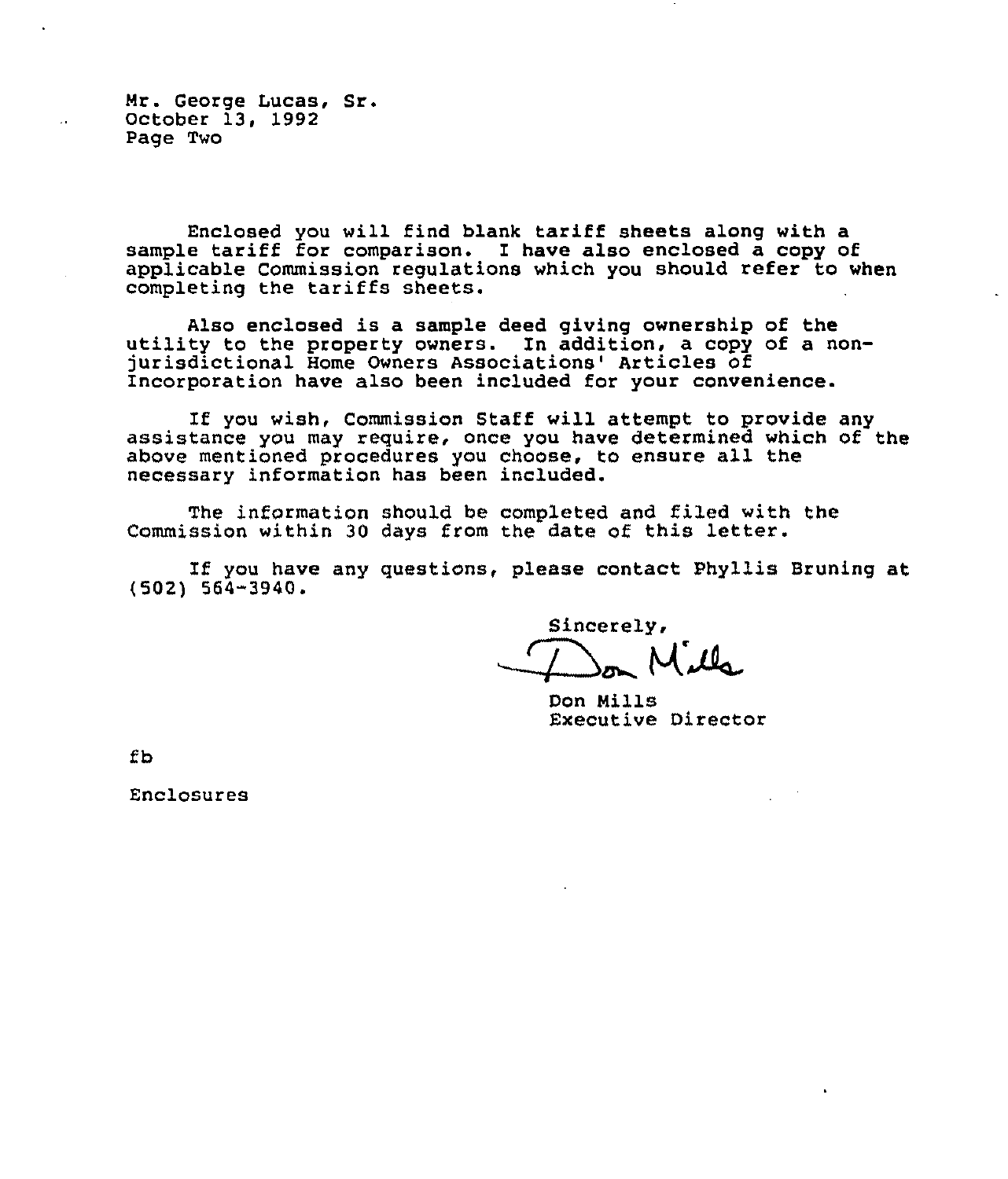Mr. George Lucas, Sr.
October 13, 1992
Page Two

Enclosed you will find blank tariff sheets along with a sample tariff for comparison. I have also enclosed a copy of applicable Commission regulations which you should refer to when completing the tariffs sheets.

Also enclosed is a sample deed giving ownership of the utility to the property owners. In addition, a copy of a non-jurisdictional Home Owners Associations' Articles of Incorporation have also been included for your convenience.

If you wish, Commission Staff will attempt to provide any assistance you may require, once you have determined which of the above mentioned procedures you choose, to ensure all the necessary information has been included.

The information should be completed and filed with the Commission within 30 days from the date of this letter.

If you have any questions, please contact Phyllis Bruning at (502) 564-3940.

Sincerely,

Don Mills
Executive Director

fb

Enclosures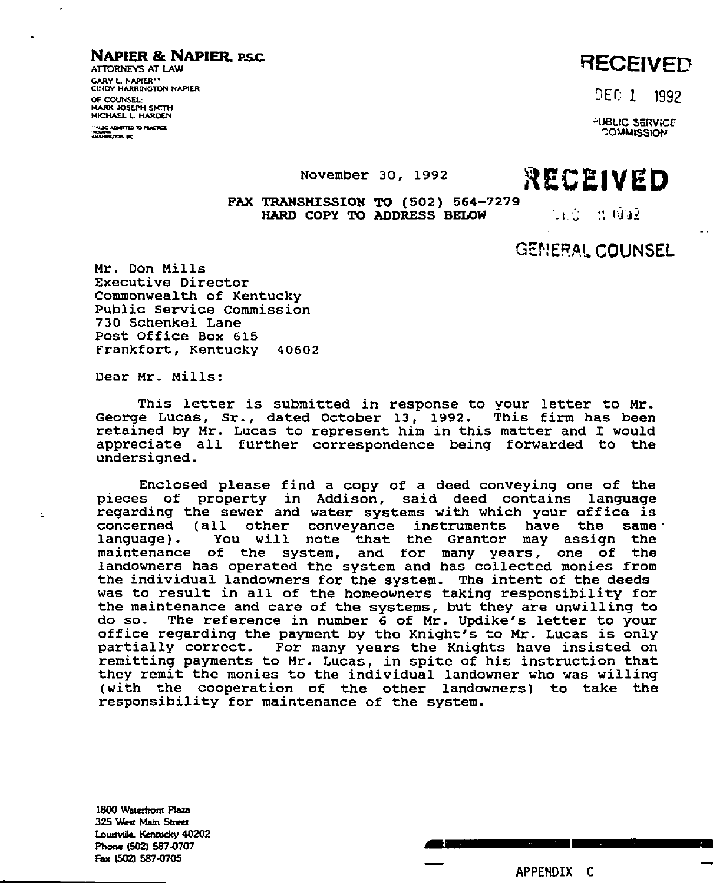**NAPIER & NAPIER, P.S.C.**
ATTORNEYS AT LAW
GARY L. NAPIER**
CINDY HARRINGTON NAPIER
OF COUNSEL:
MARK JOSEPH SMITH
MICHAEL L. HARDEN
**ALSO ADMITTED TO PRACTICE
ALABAMA
WASHINGTON DC

RECEIVED
DEC 1 1992
PUBLIC SERVICE COMMISSION

November 30, 1992

RECEIVED
DEC 1 1992
GENERAL COUNSEL

**FAX TRANSMISSION TO (502) 564-7279**
**HARD COPY TO ADDRESS BELOW**

Mr. Don Mills
Executive Director
Commonwealth of Kentucky
Public Service Commission
730 Schenkel Lane
Post Office Box 615
Frankfort, Kentucky 40602

Dear Mr. Mills:

This letter is submitted in response to your letter to Mr. George Lucas, Sr., dated October 13, 1992. This firm has been retained by Mr. Lucas to represent him in this matter and I would appreciate all further correspondence being forwarded to the undersigned.

Enclosed please find a copy of a deed conveying one of the pieces of property in Addison, said deed contains language regarding the sewer and water systems with which your office is concerned (all other conveyance instruments have the same language). You will note that the Grantor may assign the maintenance of the system, and for many years, one of the landowners has operated the system and has collected monies from the individual landowners for the system. The intent of the deeds was to result in all of the homeowners taking responsibility for the maintenance and care of the systems, but they are unwilling to do so. The reference in number 6 of Mr. Updike's letter to your office regarding the payment by the Knight's to Mr. Lucas is only partially correct. For many years the Knights have insisted on remitting payments to Mr. Lucas, in spite of his instruction that they remit the monies to the individual landowner who was willing (with the cooperation of the other landowners) to take the responsibility for maintenance of the system.

1800 Waterfront Plaza
325 West Main Street
Louisville, Kentucky 40202
Phone (502) 587-0707
Fax (502) 587-0705

APPENDIX C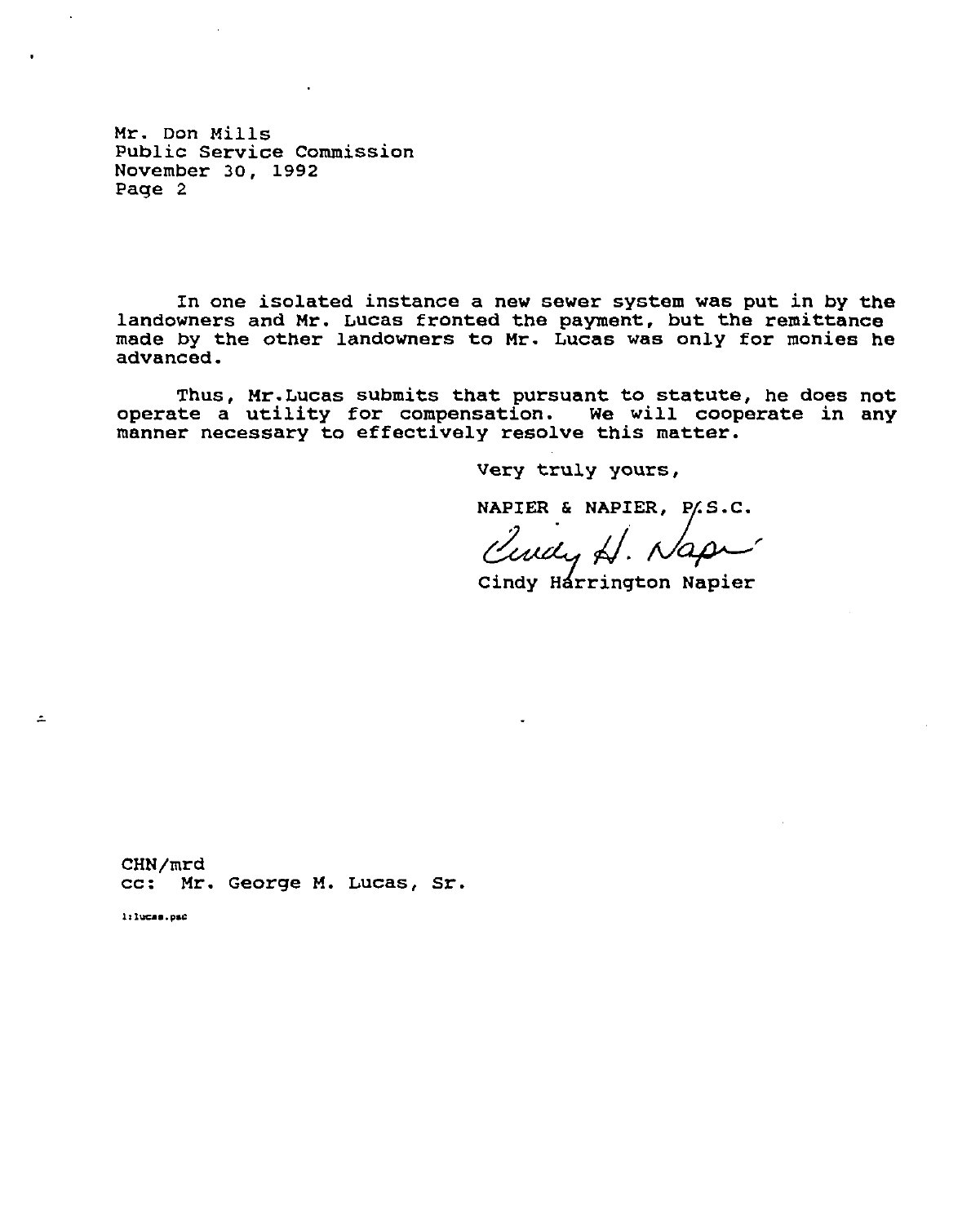Mr. Don Mills
Public Service Commission
November 30, 1992
Page 2

In one isolated instance a new sewer system was put in by the landowners and Mr. Lucas fronted the payment, but the remittance made by the other landowners to Mr. Lucas was only for monies he advanced.

Thus, Mr.Lucas submits that pursuant to statute, he does not operate a utility for compensation. We will cooperate in any manner necessary to effectively resolve this matter.

Very truly yours,

NAPIER & NAPIER, P.S.C.

Cindy H. Napier

Cindy Harrington Napier

CHN/mrd
cc: Mr. George M. Lucas, Sr.

l:lucas.psc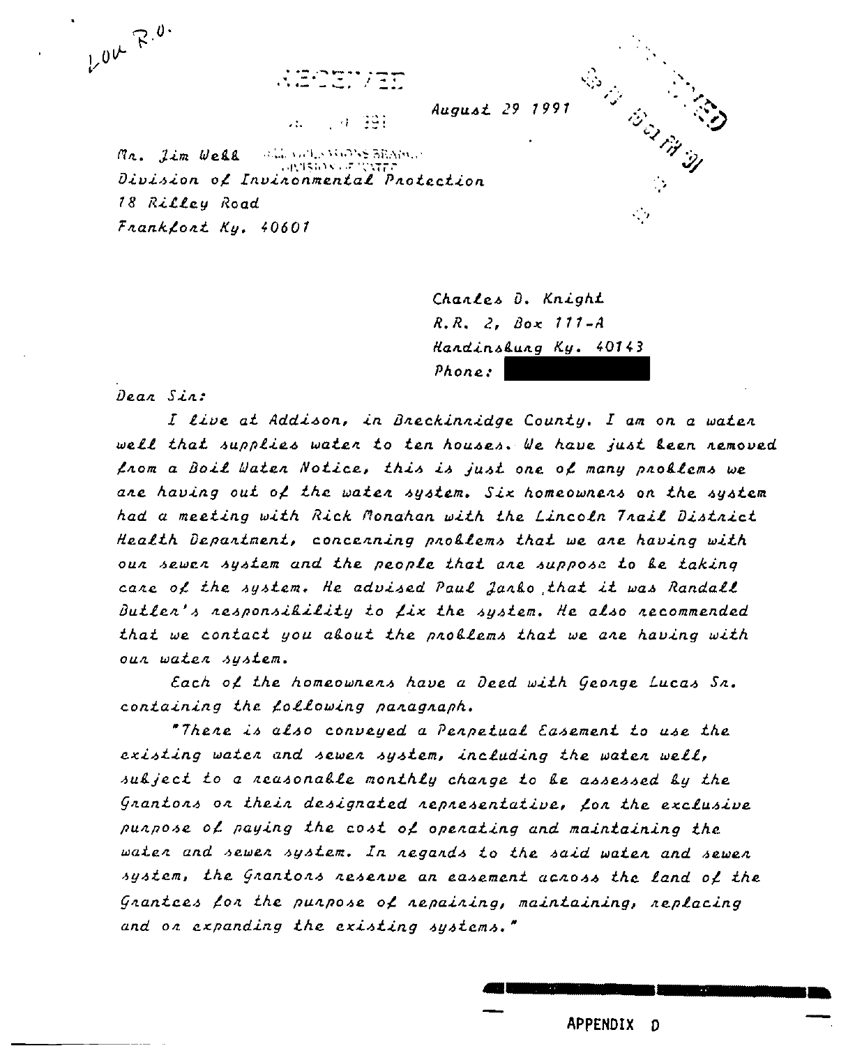Lou R.O.

RECEIVED

August 29 1991

Mr. Jim Webb
Division of Invironmental Protection
18 Rilley Road
Frankfort Ky. 40601

Charles D. Knight
R.R. 2, Box 111-A
Hardinsburg Ky. 40143
Phone:

Dear Sir:

I live at Addison, in Breckinridge County. I am on a water well that supplies water to ten houses. We have just been removed from a Boil Water Notice, this is just one of many problems we are having out of the water system. Six homeowners on the system had a meeting with Rick Monahan with the Lincoln Trail District Health Department, concerning problems that we are having with our sewer system and the people that are suppose to be taking care of the system. He advised Paul Jarko, that it was Randall Butler's responsibility to fix the system. He also recommended that we contact you about the problems that we are having with our water system.

Each of the homeowners have a Deed with George Lucas Sr. containing the following paragraph.

"There is also conveyed a Perpetual Easement to use the existing water and sewer system, including the water well, subject to a reasonable monthly charge to be assessed by the Grantors or their designated representative, for the exclusive purpose of paying the cost of operating and maintaining the water and sewer system. In regards to the said water and sewer system, the Grantors reserve an easement across the land of the Grantees for the purpose of repairing, maintaining, replacing and or expanding the existing systems."

APPENDIX D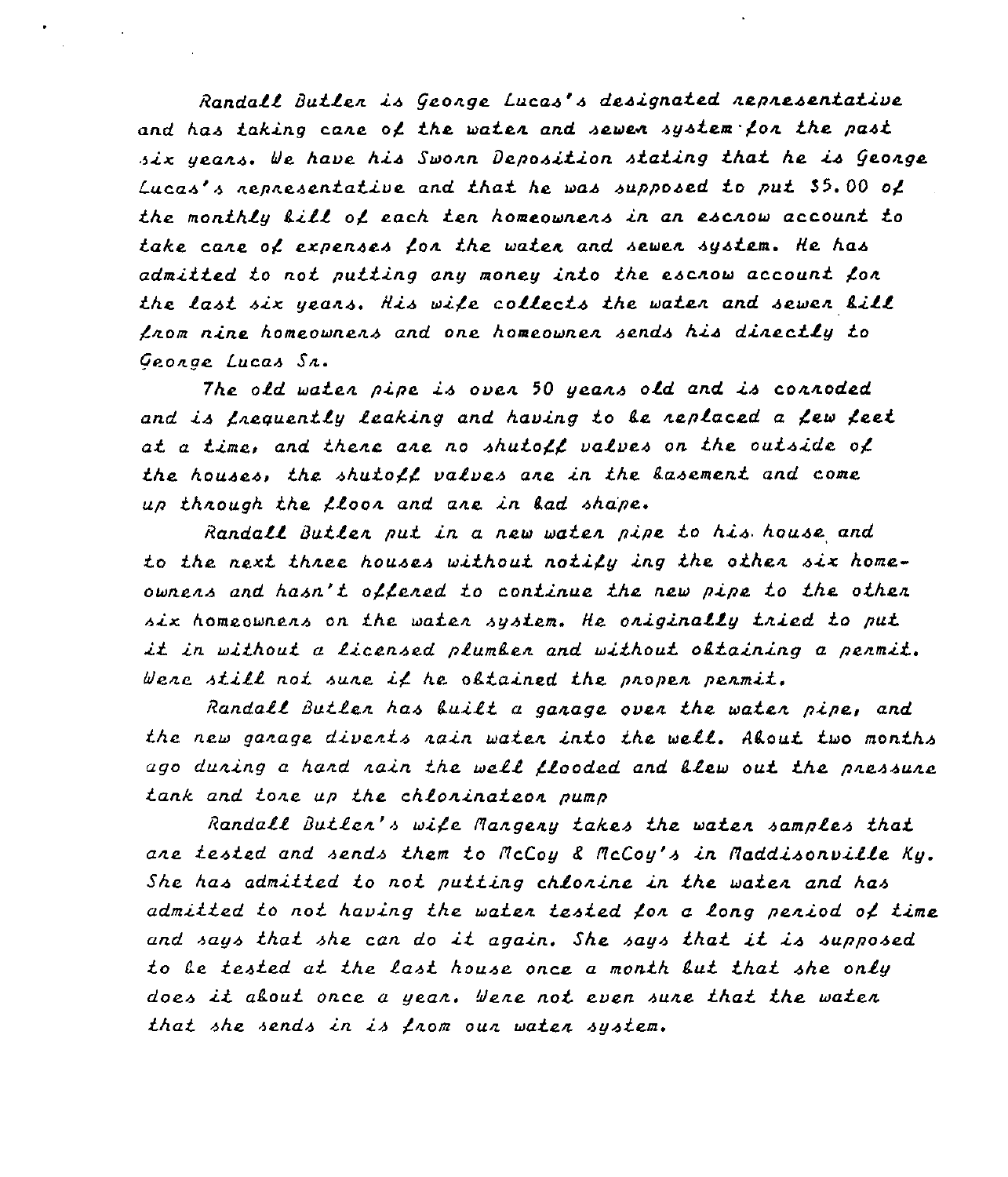Randall Butler is George Lucas's designated representative and has taking care of the water and sewer system for the past six years. We have his Sworn Deposition stating that he is George Lucas's representative and that he was supposed to put $5.00 of the monthly bill of each ten homeowners in an escrow account to take care of expenses for the water and sewer system. He has admitted to not putting any money into the escrow account for the last six years. His wife collects the water and sewer bill from nine homeowners and one homeowner sends his directly to George Lucas Sr.

The old water pipe is over 50 years old and is corroded and is frequently leaking and having to be replaced a few feet at a time, and there are no shutoff valves on the outside of the houses, the shutoff valves are in the basement and come up through the floor and are in bad shape.

Randall Butler put in a new water pipe to his house and to the next three houses without notify ing the other six homeowners and hasn't offered to continue the new pipe to the other six homeowners on the water system. He originally tried to put it in without a licensed plumber and without obtaining a permit. Were still not sure if he obtained the proper permit.

Randall Butler has built a garage over the water pipe, and the new garage diverts rain water into the well. About two months ago during a hard rain the well flooded and blew out the pressure tank and tore up the chlorinateon pump

Randall Butler's wife Margery takes the water samples that are tested and sends them to McCoy & McCoy's in Maddisonville Ky. She has admitted to not putting chlorine in the water and has admitted to not having the water tested for a long period of time and says that she can do it again. She says that it is supposed to be tested at the last house once a month but that she only does it about once a year. Were not even sure that the water that she sends in is from our water system.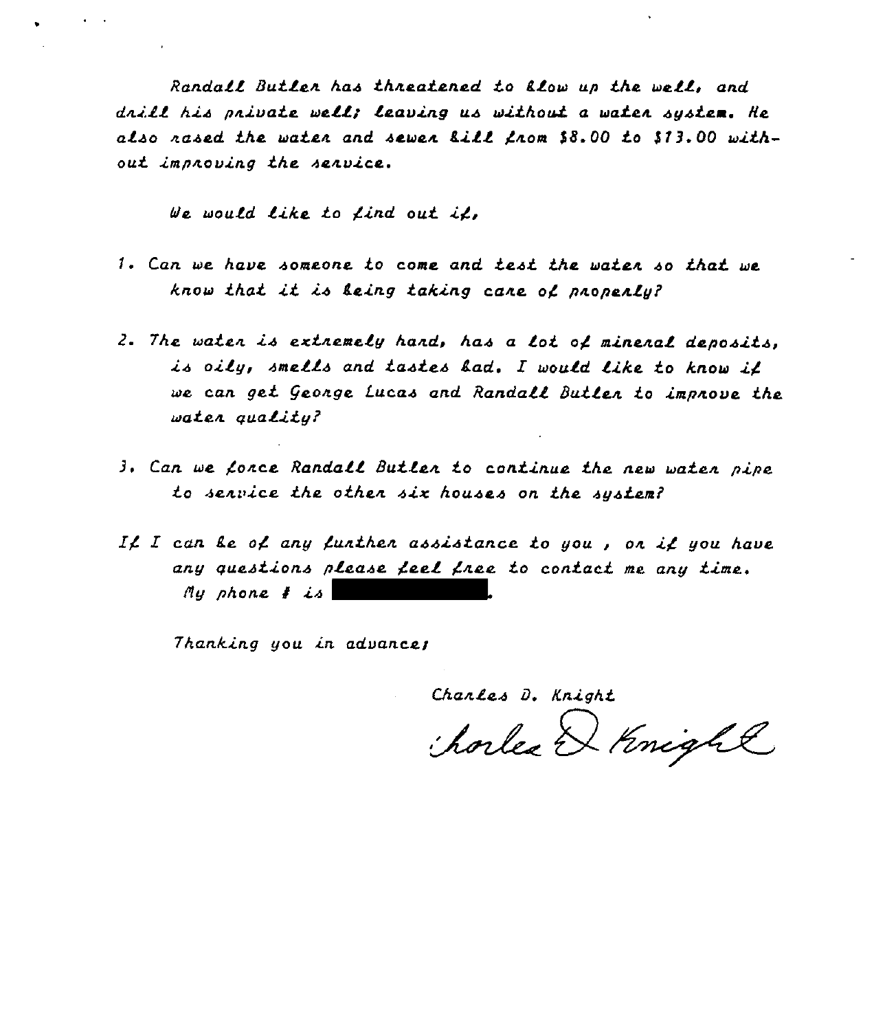Randall Butler has threatened to blow up the well, and drill his private well; leaving us without a water system. He also rased the water and sewer bill from $8.00 to $13.00 without improving the service.

We would like to find out if,

1. Can we have someone to come and test the water so that we know that it is being taking care of properly?

2. The water is extremely hard, has a lot of mineral deposits, is oily, smells and tastes bad. I would like to know if we can get George Lucas and Randall Butler to improve the water quality?

3. Can we force Randall Butler to continue the new water pipe to service the other six houses on the system?

If I can be of any further assistance to you , or if you have any questions please feel free to contact me any time. My phone # is ██████████.

Thanking you in advance;

Charles D. Knight

Charles D Knight